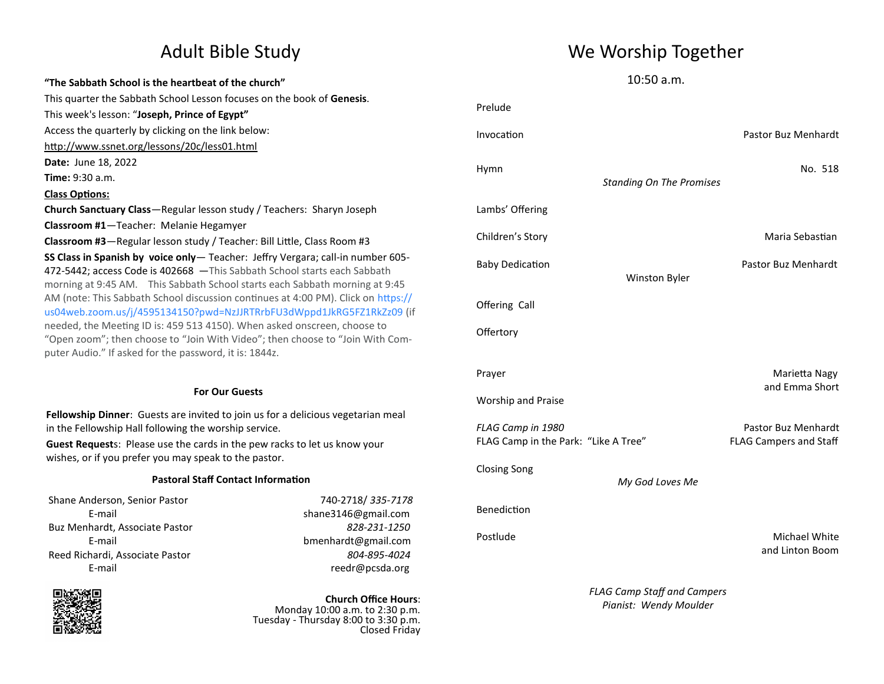# Adult Bible Study

**"The Sabbath School is the heartbeat of the church"**

This quarter the Sabbath School Lesson focuses on the book of **Genesis**.

This week's lesson: "**Joseph, Prince of Egypt"**

Access the quarterly by clicking on the link below:

http://www.ssnet.org/lessons/20c/less01.html

**Date:** June 18, 2022

**Time:** 9:30 a.m.

**Class Options:**

**Church Sanctuary Class**—Regular lesson study / Teachers: Sharyn Joseph

**Classroom #1**—Teacher: Melanie Hegamyer

**Classroom #3**—Regular lesson study / Teacher: Bill Little, Class Room #3

**SS Class in Spanish by voice only**— Teacher: Jeffry Vergara; call-in number 605-472-5442; access Code is 402668 —This Sabbath School starts each Sabbath morning at 9:45 AM. This Sabbath School starts each Sabbath morning at 9:45 AM (note: This Sabbath School discussion continues at 4:00 PM). Click on https://us04web.zoom.us/j/4595134150?pwd=NzJJRTRrbFU3dWppd1JkRG5FZ1RkZz09 (if needed, the Meeting ID is: 459 513 4150). When asked onscreen, choose to "Open zoom"; then choose to "Join With Video"; then choose to "Join With Computer Audio." If asked for the password, it is: 1844z.

### For Our Guests

**Fellowship Dinner**: Guests are invited to join us for a delicious vegetarian meal in the Fellowship Hall following the worship service.

**Guest Requests**: Please use the cards in the pew racks to let us know your wishes, or if you prefer you may speak to the pastor.

### Pastoral Staff Contact Information

| | |
|---|---|
| Shane Anderson, Senior Pastor | 740-2718/ *335-7178* |
| E-mail | shane3146@gmail.com |
| Buz Menhardt, Associate Pastor | *828-231-1250* |
| E-mail | bmenhardt@gmail.com |
| Reed Richardi, Associate Pastor | *804-895-4024* |
| E-mail | reedr@pcsda.org |

**Church Office Hours**:
Monday 10:00 a.m. to 2:30 p.m.
Tuesday - Thursday 8:00 to 3:30 p.m.
Closed Friday

# We Worship Together

10:50 a.m.

| | |
|---|---|
| Prelude | |
| Invocation | Pastor Buz Menhardt |
| Hymn — *Standing On The Promises* | No. 518 |
| Lambs' Offering | |
| Children's Story | Maria Sebastian |
| Baby Dedication — Winston Byler | Pastor Buz Menhardt |
| Offering Call | |
| Offertory | |
| Prayer | Marietta Nagy and Emma Short |
| Worship and Praise | |
| *FLAG Camp in 1980* | Pastor Buz Menhardt |
| FLAG Camp in the Park: "Like A Tree" | FLAG Campers and Staff |
| Closing Song — *My God Loves Me* | |
| Benediction | |
| Postlude | Michael White and Linton Boom |

*FLAG Camp Staff and Campers*
*Pianist: Wendy Moulder*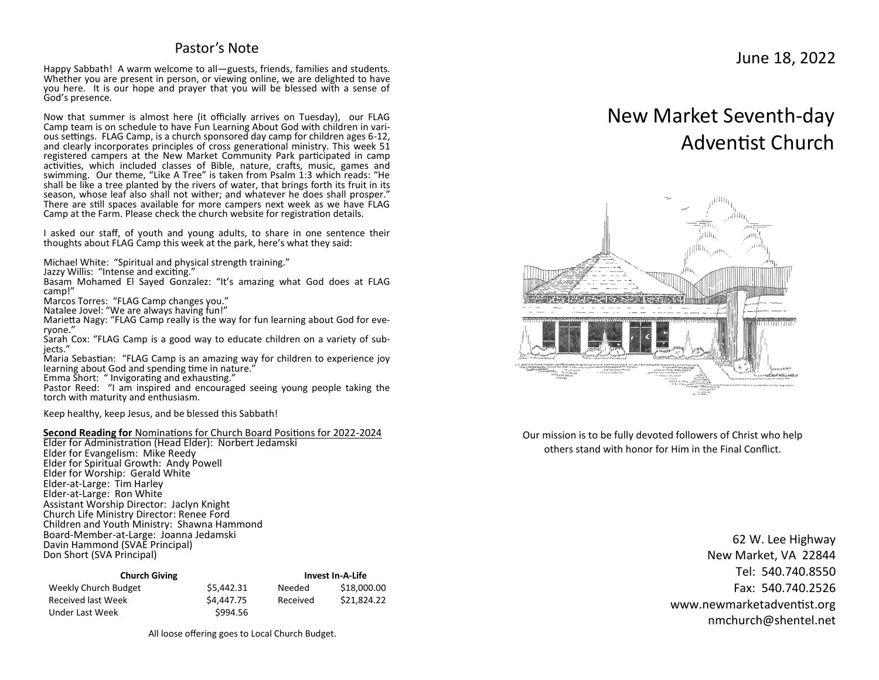## Pastor's Note

Happy Sabbath! A warm welcome to all—guests, friends, families and students. Whether you are present in person, or viewing online, we are delighted to have you here. It is our hope and prayer that you will be blessed with a sense of God's presence.

Now that summer is almost here (it officially arrives on Tuesday), our FLAG Camp team is on schedule to have Fun Learning About God with children in various settings. FLAG Camp, is a church sponsored day camp for children ages 6-12, and clearly incorporates principles of cross generational ministry. This week 51 registered campers at the New Market Community Park participated in camp activities, which included classes of Bible, nature, crafts, music, games and swimming. Our theme, "Like A Tree" is taken from Psalm 1:3 which reads: "He shall be like a tree planted by the rivers of water, that brings forth its fruit in its season, whose leaf also shall not wither; and whatever he does shall prosper." There are still spaces available for more campers next week as we have FLAG Camp at the Farm. Please check the church website for registration details.

I asked our staff, of youth and young adults, to share in one sentence their thoughts about FLAG Camp this week at the park, here's what they said:

Michael White: "Spiritual and physical strength training."
Jazzy Willis: "Intense and exciting."
Basam Mohamed El Sayed Gonzalez: "It's amazing what God does at FLAG camp!"
Marcos Torres: "FLAG Camp changes you."
Natalee Jovel: "We are always having fun!"
Marietta Nagy: "FLAG Camp really is the way for fun learning about God for everyone."
Sarah Cox: "FLAG Camp is a good way to educate children on a variety of subjects."
Maria Sebastian: "FLAG Camp is an amazing way for children to experience joy learning about God and spending time in nature."
Emma Short: " Invigorating and exhausting."
Pastor Reed: "I am inspired and encouraged seeing young people taking the torch with maturity and enthusiasm.

Keep healthy, keep Jesus, and be blessed this Sabbath!

**Second Reading for** Nominations for Church Board Positions for 2022-2024

Elder for Administration (Head Elder): Norbert Jedamski
Elder for Evangelism: Mike Reedy
Elder for Spiritual Growth: Andy Powell
Elder for Worship: Gerald White
Elder-at-Large: Tim Harley
Elder-at-Large: Ron White
Assistant Worship Director: Jaclyn Knight
Church Life Ministry Director: Renee Ford
Children and Youth Ministry: Shawna Hammond
Board-Member-at-Large: Joanna Jedamski
Davin Hammond (SVAE Principal)
Don Short (SVA Principal)

| **Church Giving** | | **Invest In-A-Life** | |
|---|---|---|---|
| Weekly Church Budget | $5,442.31 | Needed | $18,000.00 |
| Received last Week | $4,447.75 | Received | $21,824.22 |
| Under Last Week | $994.56 | | |

All loose offering goes to Local Church Budget.

June 18, 2022

# New Market Seventh-day Adventist Church

Our mission is to be fully devoted followers of Christ who help others stand with honor for Him in the Final Conflict.

62 W. Lee Highway
New Market, VA 22844
Tel: 540.740.8550
Fax: 540.740.2526
www.newmarketadventist.org
nmchurch@shentel.net